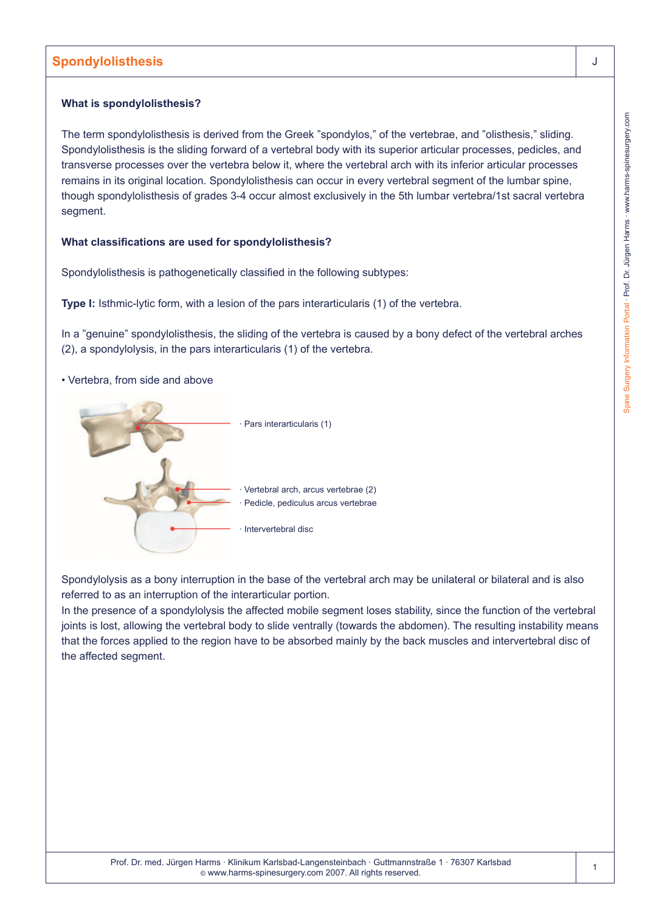# Spondylolisthesis

### What is spondylolisthesis?

The term spondylolisthesis is derived from the Greek "spondylos," of the vertebrae, and "olisthesis," sliding. Spondylolisthesis is the sliding forward of a vertebral body with its superior articular processes, pedicles, and transverse processes over the vertebra below it, where the vertebral arch with its inferior articular processes remains in its original location. Spondylolisthesis can occur in every vertebral segment of the lumbar spine, though spondylolisthesis of grades 3-4 occur almost exclusively in the 5th lumbar vertebra/1st sacral vertebra segment.

### What classifications are used for spondylolisthesis?

Spondylolisthesis is pathogenetically classified in the following subtypes:

**Type I:** Isthmic-lytic form, with a lesion of the pars interarticularis (1) of the vertebra.

In a "genuine" spondylolisthesis, the sliding of the vertebra is caused by a bony defect of the vertebral arches (2), a spondylolysis, in the pars interarticularis (1) of the vertebra.

• Vertebra, from side and above

· Pars interarticularis (1)

· Vertebral arch, arcus vertebrae (2)

· Pedicle, pediculus arcus vertebrae

· Intervertebral disc

Spondylolysis as a bony interruption in the base of the vertebral arch may be unilateral or bilateral and is also referred to as an interruption of the interarticular portion.
In the presence of a spondylolysis the affected mobile segment loses stability, since the function of the vertebral joints is lost, allowing the vertebral body to slide ventrally (towards the abdomen). The resulting instability means that the forces applied to the region have to be absorbed mainly by the back muscles and intervertebral disc of the affected segment.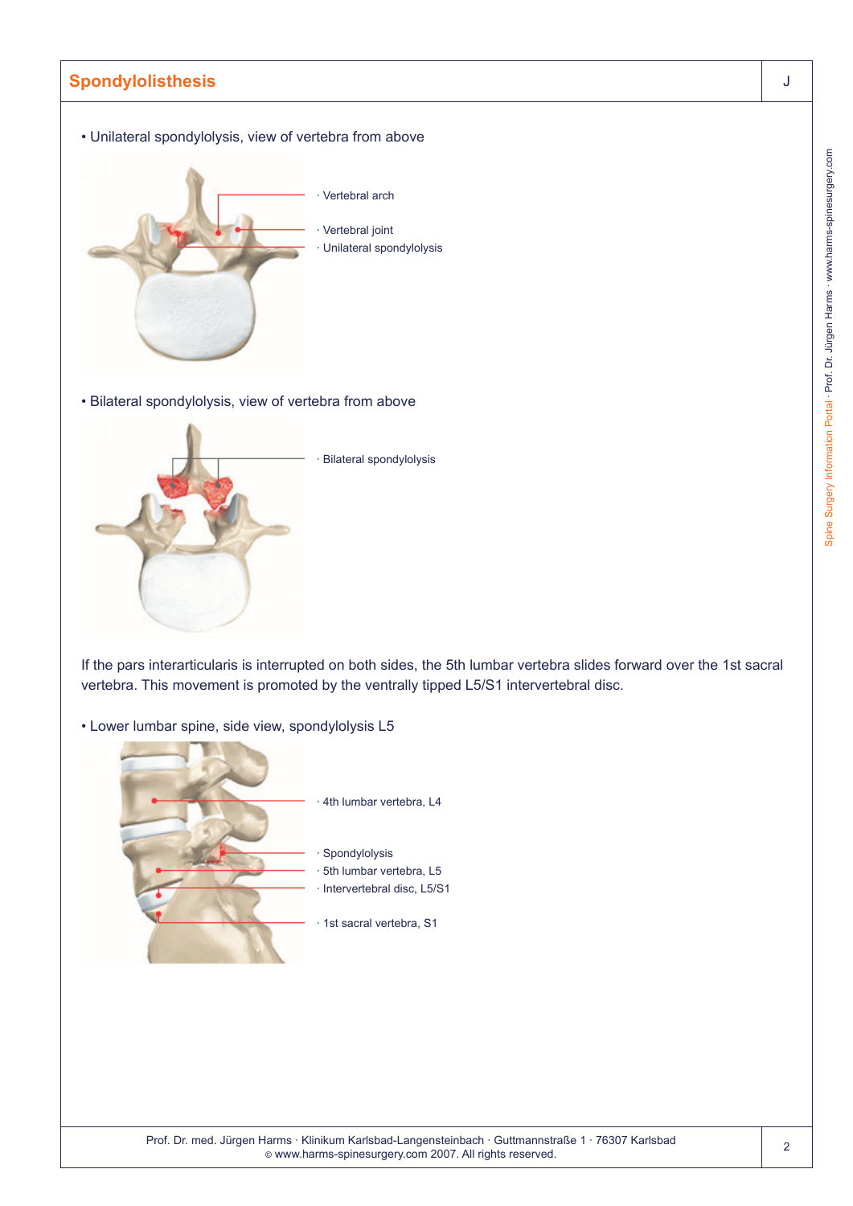## Spondylolisthesis

J

• Unilateral spondylolysis, view of vertebra from above

· Vertebral arch
· Vertebral joint
· Unilateral spondylolysis

• Bilateral spondylolysis, view of vertebra from above

· Bilateral spondylolysis

If the pars interarticularis is interrupted on both sides, the 5th lumbar vertebra slides forward over the 1st sacral vertebra. This movement is promoted by the ventrally tipped L5/S1 intervertebral disc.

• Lower lumbar spine, side view, spondylolysis L5

· 4th lumbar vertebra, L4
· Spondylolysis
· 5th lumbar vertebra, L5
· Intervertebral disc, L5/S1
· 1st sacral vertebra, S1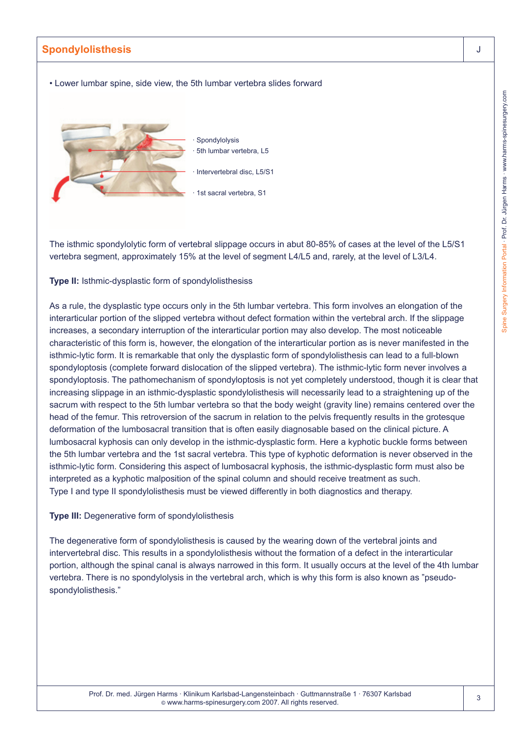• Lower lumbar spine, side view, the 5th lumbar vertebra slides forward

· Spondylolysis
· 5th lumbar vertebra, L5
· Intervertebral disc, L5/S1
· 1st sacral vertebra, S1

The isthmic spondylolytic form of vertebral slippage occurs in abut 80-85% of cases at the level of the L5/S1 vertebra segment, approximately 15% at the level of segment L4/L5 and, rarely, at the level of L3/L4.

**Type II:** Isthmic-dysplastic form of spondylolisthesiss

As a rule, the dysplastic type occurs only in the 5th lumbar vertebra. This form involves an elongation of the interarticular portion of the slipped vertebra without defect formation within the vertebral arch. If the slippage increases, a secondary interruption of the interarticular portion may also develop. The most noticeable characteristic of this form is, however, the elongation of the interarticular portion as is never manifested in the isthmic-lytic form. It is remarkable that only the dysplastic form of spondylolisthesis can lead to a full-blown spondyloptosis (complete forward dislocation of the slipped vertebra). The isthmic-lytic form never involves a spondyloptosis. The pathomechanism of spondyloptosis is not yet completely understood, though it is clear that increasing slippage in an isthmic-dysplastic spondylolisthesis will necessarily lead to a straightening up of the sacrum with respect to the 5th lumbar vertebra so that the body weight (gravity line) remains centered over the head of the femur. This retroversion of the sacrum in relation to the pelvis frequently results in the grotesque deformation of the lumbosacral transition that is often easily diagnosable based on the clinical picture. A lumbosacral kyphosis can only develop in the isthmic-dysplastic form. Here a kyphotic buckle forms between the 5th lumbar vertebra and the 1st sacral vertebra. This type of kyphotic deformation is never observed in the isthmic-lytic form. Considering this aspect of lumbosacral kyphosis, the isthmic-dysplastic form must also be interpreted as a kyphotic malposition of the spinal column and should receive treatment as such.
Type I and type II spondylolisthesis must be viewed differently in both diagnostics and therapy.

**Type III:** Degenerative form of spondylolisthesis

The degenerative form of spondylolisthesis is caused by the wearing down of the vertebral joints and intervertebral disc. This results in a spondylolisthesis without the formation of a defect in the interarticular portion, although the spinal canal is always narrowed in this form. It usually occurs at the level of the 4th lumbar vertebra. There is no spondylolysis in the vertebral arch, which is why this form is also known as "pseudo-spondylolisthesis."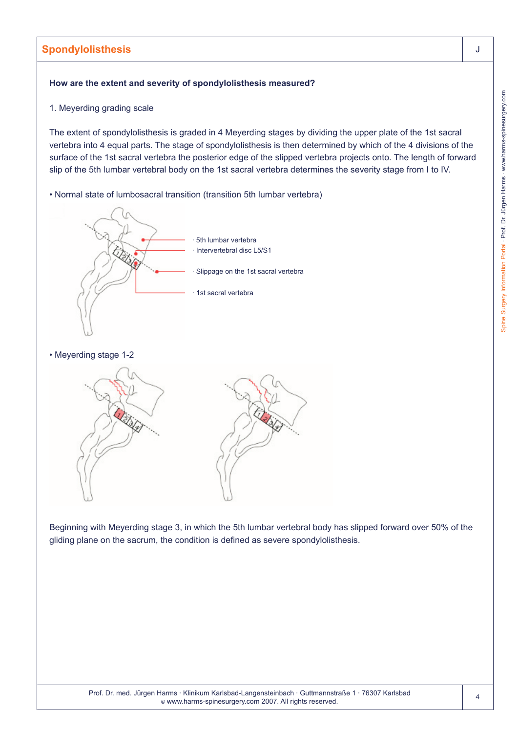## Spondylolisthesis

**How are the extent and severity of spondylolisthesis measured?**

1. Meyerding grading scale

The extent of spondylolisthesis is graded in 4 Meyerding stages by dividing the upper plate of the 1st sacral vertebra into 4 equal parts. The stage of spondylolisthesis is then determined by which of the 4 divisions of the surface of the 1st sacral vertebra the posterior edge of the slipped vertebra projects onto. The length of forward slip of the 5th lumbar vertebral body on the 1st sacral vertebra determines the severity stage from I to IV.

• Normal state of lumbosacral transition (transition 5th lumbar vertebra)

· 5th lumbar vertebra
· Intervertebral disc L5/S1
· Slippage on the 1st sacral vertebra
· 1st sacral vertebra

• Meyerding stage 1-2

Beginning with Meyerding stage 3, in which the 5th lumbar vertebral body has slipped forward over 50% of the gliding plane on the sacrum, the condition is defined as severe spondylolisthesis.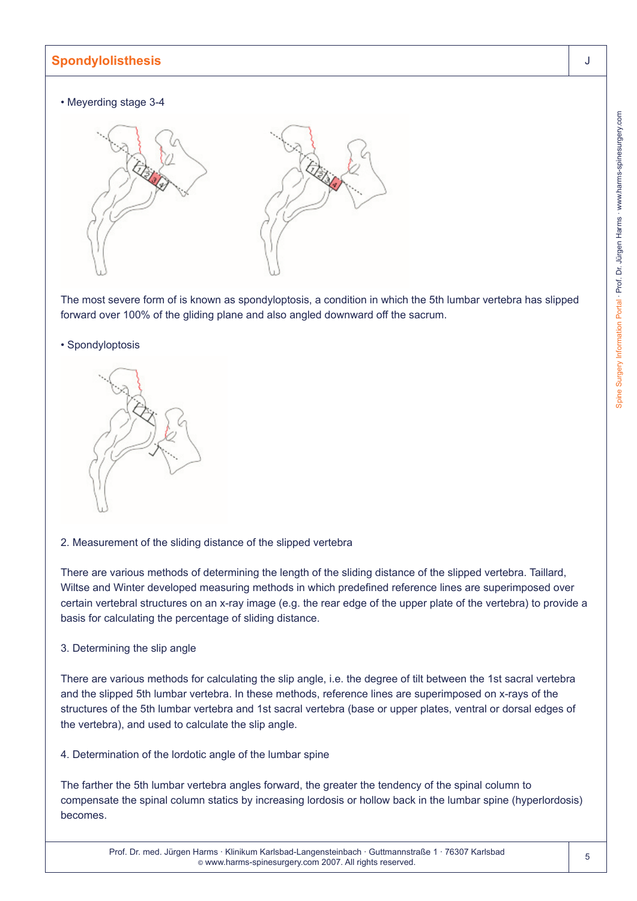• Meyerding stage 3-4

The most severe form of is known as spondyloptosis, a condition in which the 5th lumbar vertebra has slipped forward over 100% of the gliding plane and also angled downward off the sacrum.

• Spondyloptosis

2. Measurement of the sliding distance of the slipped vertebra

There are various methods of determining the length of the sliding distance of the slipped vertebra. Taillard, Wiltse and Winter developed measuring methods in which predefined reference lines are superimposed over certain vertebral structures on an x-ray image (e.g. the rear edge of the upper plate of the vertebra) to provide a basis for calculating the percentage of sliding distance.

3. Determining the slip angle

There are various methods for calculating the slip angle, i.e. the degree of tilt between the 1st sacral vertebra and the slipped 5th lumbar vertebra. In these methods, reference lines are superimposed on x-rays of the structures of the 5th lumbar vertebra and 1st sacral vertebra (base or upper plates, ventral or dorsal edges of the vertebra), and used to calculate the slip angle.

4. Determination of the lordotic angle of the lumbar spine

The farther the 5th lumbar vertebra angles forward, the greater the tendency of the spinal column to compensate the spinal column statics by increasing lordosis or hollow back in the lumbar spine (hyperlordosis) becomes.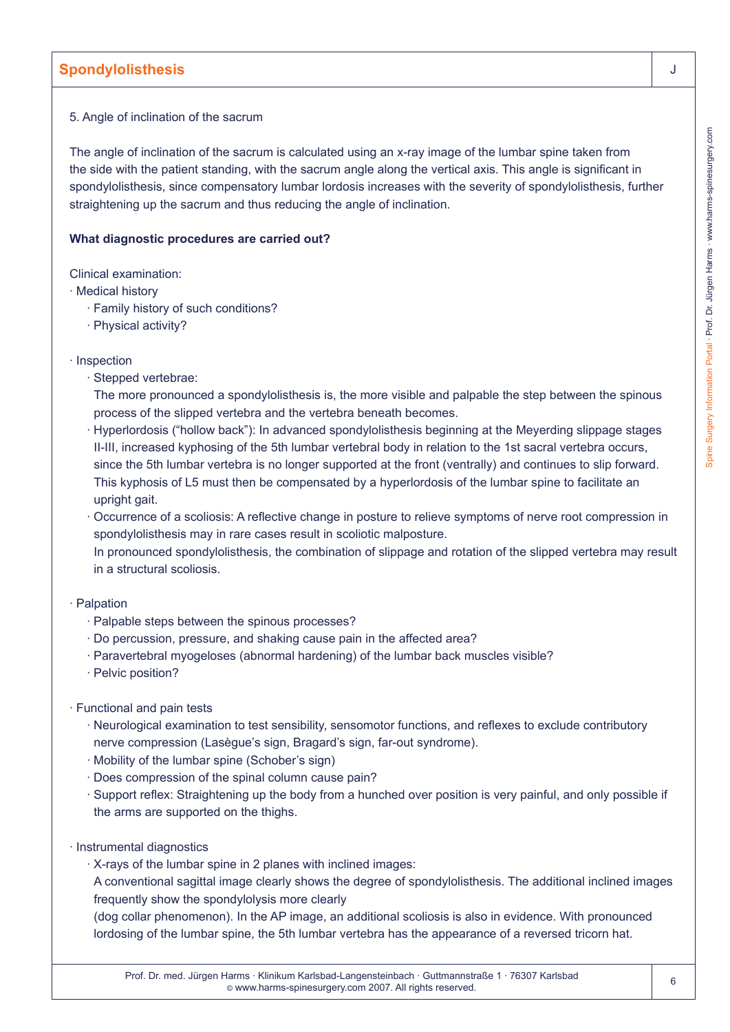5. Angle of inclination of the sacrum

The angle of inclination of the sacrum is calculated using an x-ray image of the lumbar spine taken from the side with the patient standing, with the sacrum angle along the vertical axis. This angle is significant in spondylolisthesis, since compensatory lumbar lordosis increases with the severity of spondylolisthesis, further straightening up the sacrum and thus reducing the angle of inclination.

**What diagnostic procedures are carried out?**

Clinical examination:

- Medical history
  - Family history of such conditions?
  - Physical activity?

- Inspection
  - Stepped vertebrae:
    The more pronounced a spondylolisthesis is, the more visible and palpable the step between the spinous process of the slipped vertebra and the vertebra beneath becomes.
  - Hyperlordosis ("hollow back"): In advanced spondylolisthesis beginning at the Meyerding slippage stages II-III, increased kyphosing of the 5th lumbar vertebral body in relation to the 1st sacral vertebra occurs, since the 5th lumbar vertebra is no longer supported at the front (ventrally) and continues to slip forward. This kyphosis of L5 must then be compensated by a hyperlordosis of the lumbar spine to facilitate an upright gait.
  - Occurrence of a scoliosis: A reflective change in posture to relieve symptoms of nerve root compression in spondylolisthesis may in rare cases result in scoliotic malposture.
    In pronounced spondylolisthesis, the combination of slippage and rotation of the slipped vertebra may result in a structural scoliosis.

- Palpation
  - Palpable steps between the spinous processes?
  - Do percussion, pressure, and shaking cause pain in the affected area?
  - Paravertebral myogeloses (abnormal hardening) of the lumbar back muscles visible?
  - Pelvic position?

- Functional and pain tests
  - Neurological examination to test sensibility, sensomotor functions, and reflexes to exclude contributory nerve compression (Lasègue's sign, Bragard's sign, far-out syndrome).
  - Mobility of the lumbar spine (Schober's sign)
  - Does compression of the spinal column cause pain?
  - Support reflex: Straightening up the body from a hunched over position is very painful, and only possible if the arms are supported on the thighs.

- Instrumental diagnostics
  - X-rays of the lumbar spine in 2 planes with inclined images:
    A conventional sagittal image clearly shows the degree of spondylolisthesis. The additional inclined images frequently show the spondylolysis more clearly
    (dog collar phenomenon). In the AP image, an additional scoliosis is also in evidence. With pronounced lordosing of the lumbar spine, the 5th lumbar vertebra has the appearance of a reversed tricorn hat.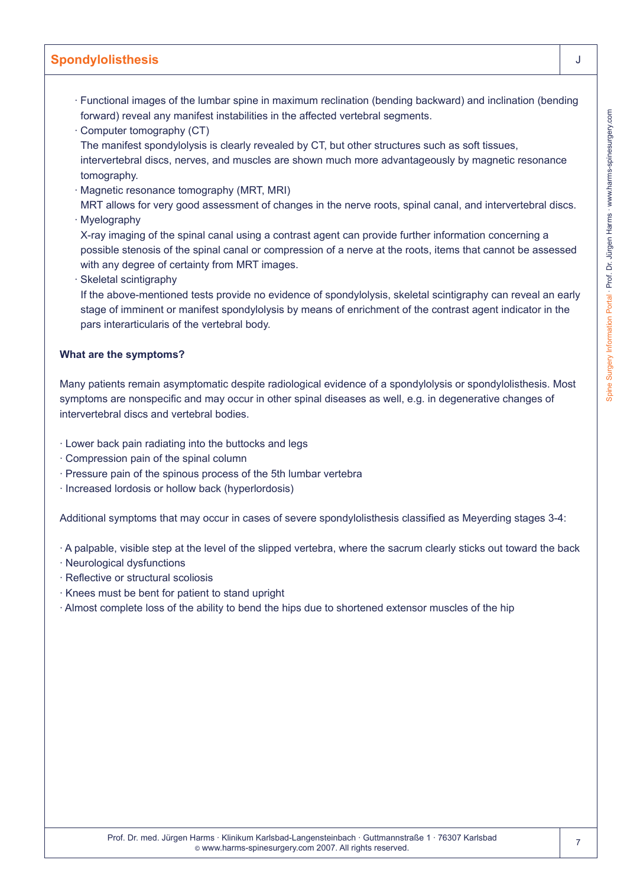- Functional images of the lumbar spine in maximum reclination (bending backward) and inclination (bending forward) reveal any manifest instabilities in the affected vertebral segments.
- Computer tomography (CT)
  The manifest spondylolysis is clearly revealed by CT, but other structures such as soft tissues, intervertebral discs, nerves, and muscles are shown much more advantageously by magnetic resonance tomography.
- Magnetic resonance tomography (MRT, MRI)
  MRT allows for very good assessment of changes in the nerve roots, spinal canal, and intervertebral discs.
- Myelography
  X-ray imaging of the spinal canal using a contrast agent can provide further information concerning a possible stenosis of the spinal canal or compression of a nerve at the roots, items that cannot be assessed with any degree of certainty from MRT images.
- Skeletal scintigraphy
  If the above-mentioned tests provide no evidence of spondylolysis, skeletal scintigraphy can reveal an early stage of imminent or manifest spondylolysis by means of enrichment of the contrast agent indicator in the pars interarticularis of the vertebral body.

**What are the symptoms?**

Many patients remain asymptomatic despite radiological evidence of a spondylolysis or spondylolisthesis. Most symptoms are nonspecific and may occur in other spinal diseases as well, e.g. in degenerative changes of intervertebral discs and vertebral bodies.

- Lower back pain radiating into the buttocks and legs
- Compression pain of the spinal column
- Pressure pain of the spinous process of the 5th lumbar vertebra
- Increased lordosis or hollow back (hyperlordosis)

Additional symptoms that may occur in cases of severe spondylolisthesis classified as Meyerding stages 3-4:

- A palpable, visible step at the level of the slipped vertebra, where the sacrum clearly sticks out toward the back
- Neurological dysfunctions
- Reflective or structural scoliosis
- Knees must be bent for patient to stand upright
- Almost complete loss of the ability to bend the hips due to shortened extensor muscles of the hip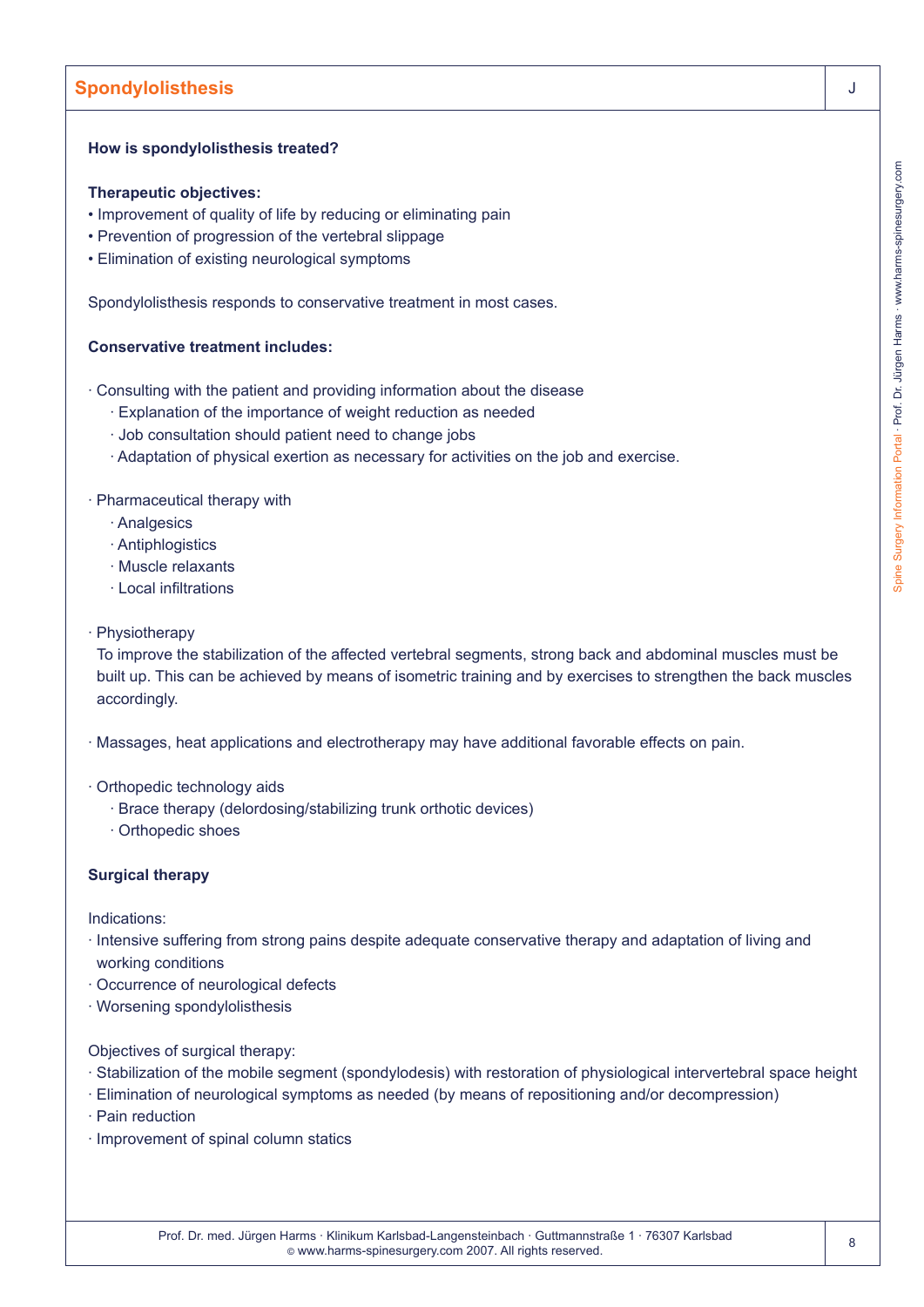## Spondylolisthesis

**How is spondylolisthesis treated?**

**Therapeutic objectives:**

- Improvement of quality of life by reducing or eliminating pain
- Prevention of progression of the vertebral slippage
- Elimination of existing neurological symptoms

Spondylolisthesis responds to conservative treatment in most cases.

**Conservative treatment includes:**

- Consulting with the patient and providing information about the disease
  - Explanation of the importance of weight reduction as needed
  - Job consultation should patient need to change jobs
  - Adaptation of physical exertion as necessary for activities on the job and exercise.

- Pharmaceutical therapy with
  - Analgesics
  - Antiphlogistics
  - Muscle relaxants
  - Local infiltrations

- Physiotherapy
  To improve the stabilization of the affected vertebral segments, strong back and abdominal muscles must be built up. This can be achieved by means of isometric training and by exercises to strengthen the back muscles accordingly.

- Massages, heat applications and electrotherapy may have additional favorable effects on pain.

- Orthopedic technology aids
  - Brace therapy (delordosing/stabilizing trunk orthotic devices)
  - Orthopedic shoes

**Surgical therapy**

Indications:

- Intensive suffering from strong pains despite adequate conservative therapy and adaptation of living and working conditions
- Occurrence of neurological defects
- Worsening spondylolisthesis

Objectives of surgical therapy:

- Stabilization of the mobile segment (spondylodesis) with restoration of physiological intervertebral space height
- Elimination of neurological symptoms as needed (by means of repositioning and/or decompression)
- Pain reduction
- Improvement of spinal column statics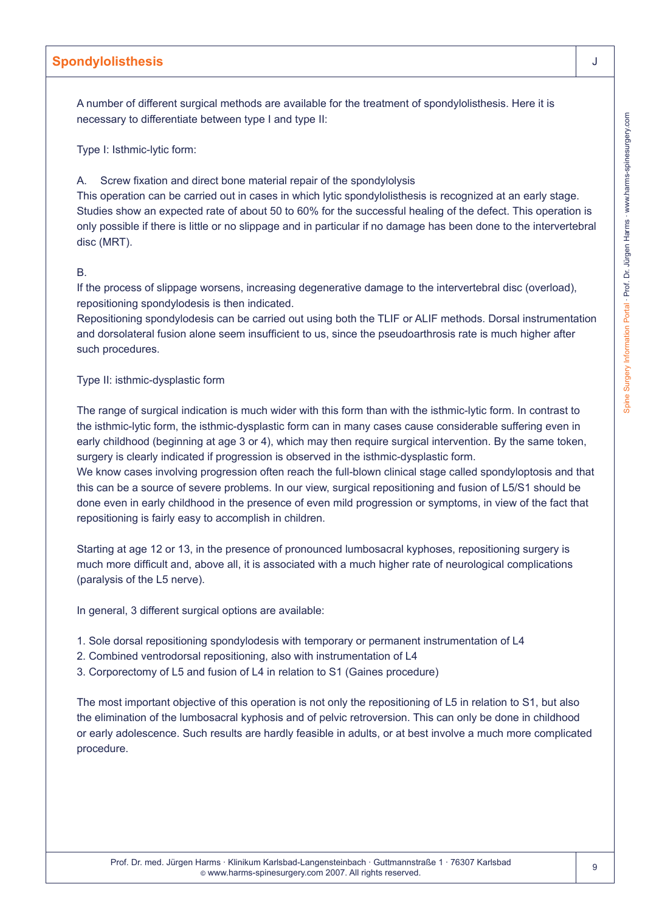## Spondylolisthesis

A number of different surgical methods are available for the treatment of spondylolisthesis. Here it is necessary to differentiate between type I and type II:

Type I: Isthmic-lytic form:

A. Screw fixation and direct bone material repair of the spondylolysis
This operation can be carried out in cases in which lytic spondylolisthesis is recognized at an early stage. Studies show an expected rate of about 50 to 60% for the successful healing of the defect. This operation is only possible if there is little or no slippage and in particular if no damage has been done to the intervertebral disc (MRT).

B.
If the process of slippage worsens, increasing degenerative damage to the intervertebral disc (overload), repositioning spondylodesis is then indicated.
Repositioning spondylodesis can be carried out using both the TLIF or ALIF methods. Dorsal instrumentation and dorsolateral fusion alone seem insufficient to us, since the pseudoarthrosis rate is much higher after such procedures.

Type II: isthmic-dysplastic form

The range of surgical indication is much wider with this form than with the isthmic-lytic form. In contrast to the isthmic-lytic form, the isthmic-dysplastic form can in many cases cause considerable suffering even in early childhood (beginning at age 3 or 4), which may then require surgical intervention. By the same token, surgery is clearly indicated if progression is observed in the isthmic-dysplastic form.
We know cases involving progression often reach the full-blown clinical stage called spondyloptosis and that this can be a source of severe problems. In our view, surgical repositioning and fusion of L5/S1 should be done even in early childhood in the presence of even mild progression or symptoms, in view of the fact that repositioning is fairly easy to accomplish in children.

Starting at age 12 or 13, in the presence of pronounced lumbosacral kyphoses, repositioning surgery is much more difficult and, above all, it is associated with a much higher rate of neurological complications (paralysis of the L5 nerve).

In general, 3 different surgical options are available:

1. Sole dorsal repositioning spondylodesis with temporary or permanent instrumentation of L4
2. Combined ventrodorsal repositioning, also with instrumentation of L4
3. Corporectomy of L5 and fusion of L4 in relation to S1 (Gaines procedure)

The most important objective of this operation is not only the repositioning of L5 in relation to S1, but also the elimination of the lumbosacral kyphosis and of pelvic retroversion. This can only be done in childhood or early adolescence. Such results are hardly feasible in adults, or at best involve a much more complicated procedure.